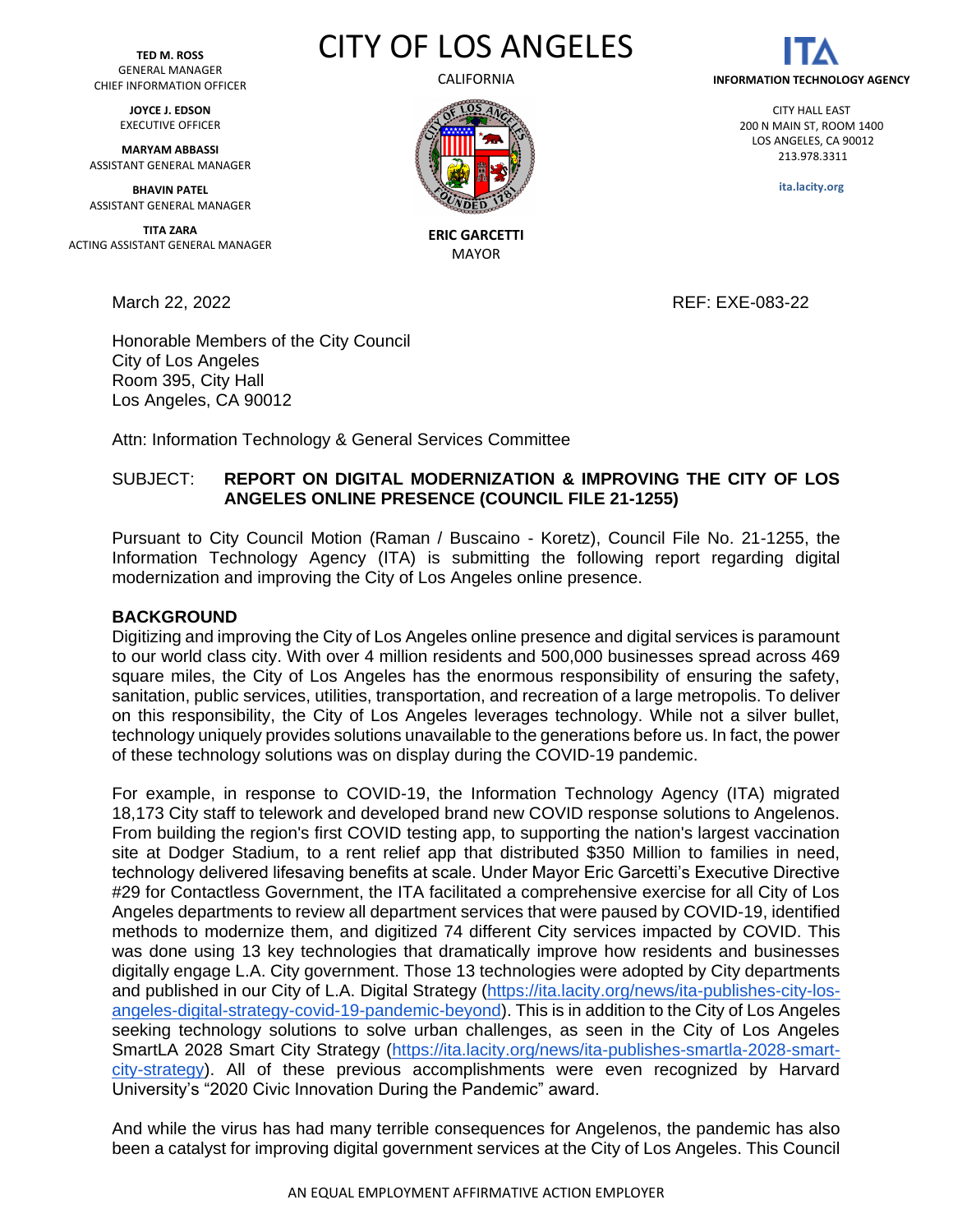**TED M. ROSS**
GENERAL MANAGER
CHIEF INFORMATION OFFICER

**JOYCE J. EDSON**
EXECUTIVE OFFICER

**MARYAM ABBASSI**
ASSISTANT GENERAL MANAGER

**BHAVIN PATEL**
ASSISTANT GENERAL MANAGER

**TITA ZARA**
ACTING ASSISTANT GENERAL MANAGER

# CITY OF LOS ANGELES

CALIFORNIA

**ERIC GARCETTI**
MAYOR

**INFORMATION TECHNOLOGY AGENCY**

CITY HALL EAST
200 N MAIN ST, ROOM 1400
LOS ANGELES, CA 90012
213.978.3311

**ita.lacity.org**

March 22, 2022

REF: EXE-083-22

Honorable Members of the City Council
City of Los Angeles
Room 395, City Hall
Los Angeles, CA 90012

Attn: Information Technology & General Services Committee

SUBJECT: **REPORT ON DIGITAL MODERNIZATION & IMPROVING THE CITY OF LOS ANGELES ONLINE PRESENCE (COUNCIL FILE 21-1255)**

Pursuant to City Council Motion (Raman / Buscaino - Koretz), Council File No. 21-1255, the Information Technology Agency (ITA) is submitting the following report regarding digital modernization and improving the City of Los Angeles online presence.

## BACKGROUND

Digitizing and improving the City of Los Angeles online presence and digital services is paramount to our world class city. With over 4 million residents and 500,000 businesses spread across 469 square miles, the City of Los Angeles has the enormous responsibility of ensuring the safety, sanitation, public services, utilities, transportation, and recreation of a large metropolis. To deliver on this responsibility, the City of Los Angeles leverages technology. While not a silver bullet, technology uniquely provides solutions unavailable to the generations before us. In fact, the power of these technology solutions was on display during the COVID-19 pandemic.

For example, in response to COVID-19, the Information Technology Agency (ITA) migrated 18,173 City staff to telework and developed brand new COVID response solutions to Angelenos. From building the region's first COVID testing app, to supporting the nation's largest vaccination site at Dodger Stadium, to a rent relief app that distributed $350 Million to families in need, technology delivered lifesaving benefits at scale. Under Mayor Eric Garcetti's Executive Directive #29 for Contactless Government, the ITA facilitated a comprehensive exercise for all City of Los Angeles departments to review all department services that were paused by COVID-19, identified methods to modernize them, and digitized 74 different City services impacted by COVID. This was done using 13 key technologies that dramatically improve how residents and businesses digitally engage L.A. City government. Those 13 technologies were adopted by City departments and published in our City of L.A. Digital Strategy (https://ita.lacity.org/news/ita-publishes-city-los-angeles-digital-strategy-covid-19-pandemic-beyond). This is in addition to the City of Los Angeles seeking technology solutions to solve urban challenges, as seen in the City of Los Angeles SmartLA 2028 Smart City Strategy (https://ita.lacity.org/news/ita-publishes-smartla-2028-smart-city-strategy). All of these previous accomplishments were even recognized by Harvard University's "2020 Civic Innovation During the Pandemic" award.

And while the virus has had many terrible consequences for Angelenos, the pandemic has also been a catalyst for improving digital government services at the City of Los Angeles. This Council

AN EQUAL EMPLOYMENT AFFIRMATIVE ACTION EMPLOYER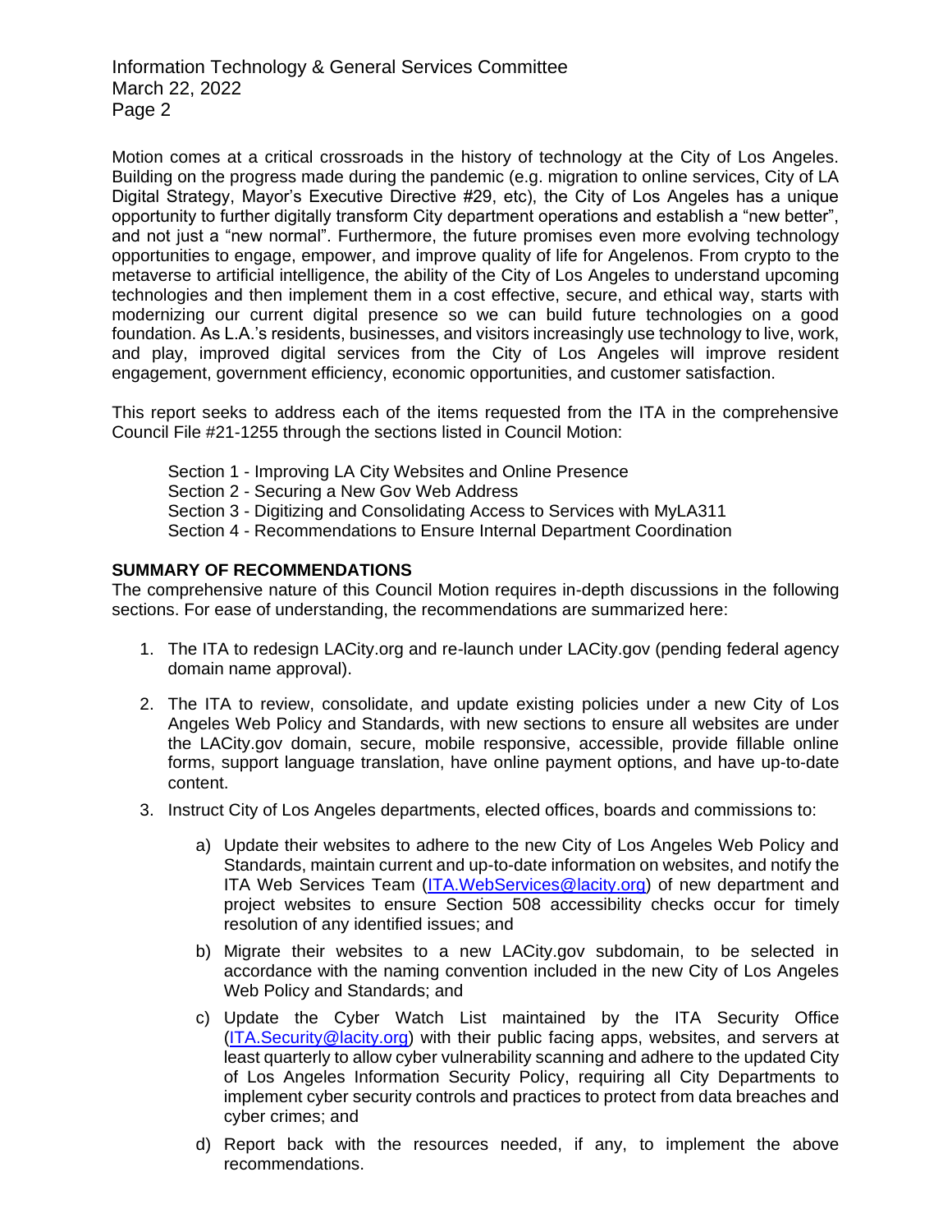Motion comes at a critical crossroads in the history of technology at the City of Los Angeles. Building on the progress made during the pandemic (e.g. migration to online services, City of LA Digital Strategy, Mayor's Executive Directive #29, etc), the City of Los Angeles has a unique opportunity to further digitally transform City department operations and establish a "new better", and not just a "new normal". Furthermore, the future promises even more evolving technology opportunities to engage, empower, and improve quality of life for Angelenos. From crypto to the metaverse to artificial intelligence, the ability of the City of Los Angeles to understand upcoming technologies and then implement them in a cost effective, secure, and ethical way, starts with modernizing our current digital presence so we can build future technologies on a good foundation. As L.A.'s residents, businesses, and visitors increasingly use technology to live, work, and play, improved digital services from the City of Los Angeles will improve resident engagement, government efficiency, economic opportunities, and customer satisfaction.

This report seeks to address each of the items requested from the ITA in the comprehensive Council File #21-1255 through the sections listed in Council Motion:

- Section 1 - Improving LA City Websites and Online Presence
- Section 2 - Securing a New Gov Web Address
- Section 3 - Digitizing and Consolidating Access to Services with MyLA311
- Section 4 - Recommendations to Ensure Internal Department Coordination

**SUMMARY OF RECOMMENDATIONS**

The comprehensive nature of this Council Motion requires in-depth discussions in the following sections. For ease of understanding, the recommendations are summarized here:

1. The ITA to redesign LACity.org and re-launch under LACity.gov (pending federal agency domain name approval).

2. The ITA to review, consolidate, and update existing policies under a new City of Los Angeles Web Policy and Standards, with new sections to ensure all websites are under the LACity.gov domain, secure, mobile responsive, accessible, provide fillable online forms, support language translation, have online payment options, and have up-to-date content.

3. Instruct City of Los Angeles departments, elected offices, boards and commissions to:

   a) Update their websites to adhere to the new City of Los Angeles Web Policy and Standards, maintain current and up-to-date information on websites, and notify the ITA Web Services Team (ITA.WebServices@lacity.org) of new department and project websites to ensure Section 508 accessibility checks occur for timely resolution of any identified issues; and

   b) Migrate their websites to a new LACity.gov subdomain, to be selected in accordance with the naming convention included in the new City of Los Angeles Web Policy and Standards; and

   c) Update the Cyber Watch List maintained by the ITA Security Office (ITA.Security@lacity.org) with their public facing apps, websites, and servers at least quarterly to allow cyber vulnerability scanning and adhere to the updated City of Los Angeles Information Security Policy, requiring all City Departments to implement cyber security controls and practices to protect from data breaches and cyber crimes; and

   d) Report back with the resources needed, if any, to implement the above recommendations.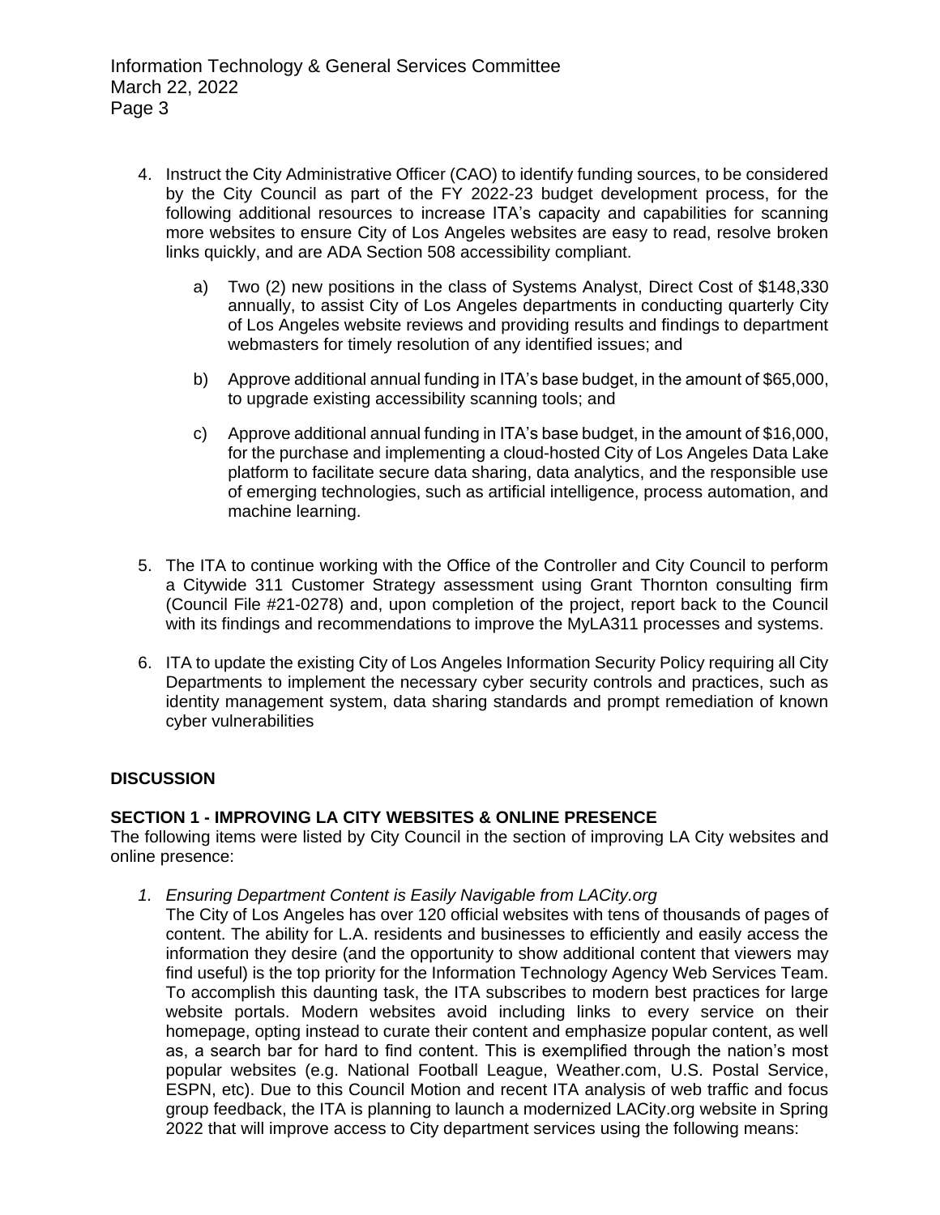4. Instruct the City Administrative Officer (CAO) to identify funding sources, to be considered by the City Council as part of the FY 2022-23 budget development process, for the following additional resources to increase ITA's capacity and capabilities for scanning more websites to ensure City of Los Angeles websites are easy to read, resolve broken links quickly, and are ADA Section 508 accessibility compliant.

    a) Two (2) new positions in the class of Systems Analyst, Direct Cost of $148,330 annually, to assist City of Los Angeles departments in conducting quarterly City of Los Angeles website reviews and providing results and findings to department webmasters for timely resolution of any identified issues; and

    b) Approve additional annual funding in ITA's base budget, in the amount of $65,000, to upgrade existing accessibility scanning tools; and

    c) Approve additional annual funding in ITA's base budget, in the amount of $16,000, for the purchase and implementing a cloud-hosted City of Los Angeles Data Lake platform to facilitate secure data sharing, data analytics, and the responsible use of emerging technologies, such as artificial intelligence, process automation, and machine learning.

5. The ITA to continue working with the Office of the Controller and City Council to perform a Citywide 311 Customer Strategy assessment using Grant Thornton consulting firm (Council File #21-0278) and, upon completion of the project, report back to the Council with its findings and recommendations to improve the MyLA311 processes and systems.

6. ITA to update the existing City of Los Angeles Information Security Policy requiring all City Departments to implement the necessary cyber security controls and practices, such as identity management system, data sharing standards and prompt remediation of known cyber vulnerabilities

**DISCUSSION**

**SECTION 1 - IMPROVING LA CITY WEBSITES & ONLINE PRESENCE**

The following items were listed by City Council in the section of improving LA City websites and online presence:

1. *Ensuring Department Content is Easily Navigable from LACity.org*

    The City of Los Angeles has over 120 official websites with tens of thousands of pages of content. The ability for L.A. residents and businesses to efficiently and easily access the information they desire (and the opportunity to show additional content that viewers may find useful) is the top priority for the Information Technology Agency Web Services Team. To accomplish this daunting task, the ITA subscribes to modern best practices for large website portals. Modern websites avoid including links to every service on their homepage, opting instead to curate their content and emphasize popular content, as well as, a search bar for hard to find content. This is exemplified through the nation's most popular websites (e.g. National Football League, Weather.com, U.S. Postal Service, ESPN, etc). Due to this Council Motion and recent ITA analysis of web traffic and focus group feedback, the ITA is planning to launch a modernized LACity.org website in Spring 2022 that will improve access to City department services using the following means: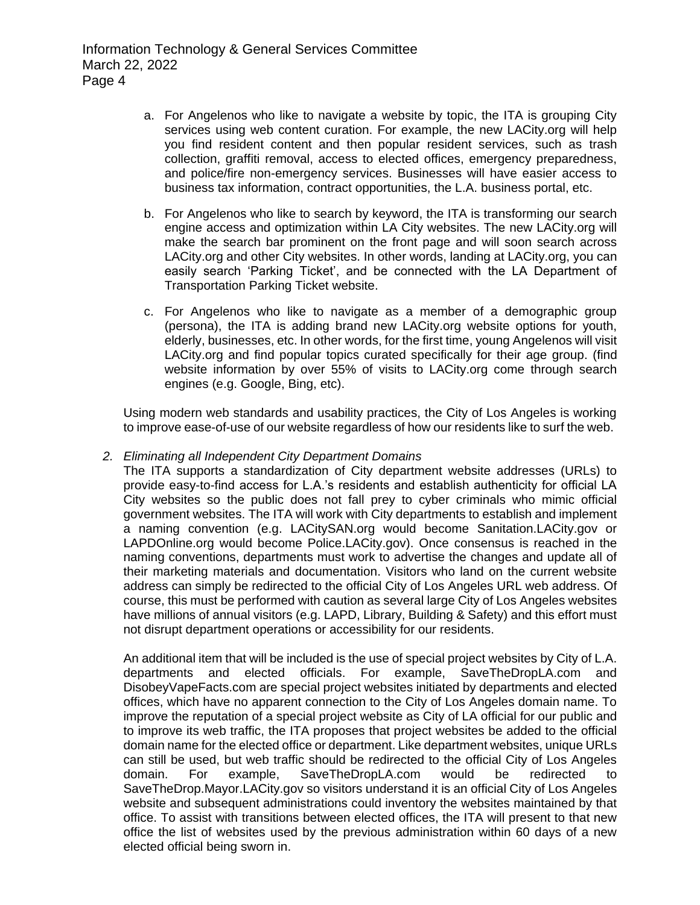a. For Angelenos who like to navigate a website by topic, the ITA is grouping City services using web content curation. For example, the new LACity.org will help you find resident content and then popular resident services, such as trash collection, graffiti removal, access to elected offices, emergency preparedness, and police/fire non-emergency services. Businesses will have easier access to business tax information, contract opportunities, the L.A. business portal, etc.

b. For Angelenos who like to search by keyword, the ITA is transforming our search engine access and optimization within LA City websites. The new LACity.org will make the search bar prominent on the front page and will soon search across LACity.org and other City websites. In other words, landing at LACity.org, you can easily search 'Parking Ticket', and be connected with the LA Department of Transportation Parking Ticket website.

c. For Angelenos who like to navigate as a member of a demographic group (persona), the ITA is adding brand new LACity.org website options for youth, elderly, businesses, etc. In other words, for the first time, young Angelenos will visit LACity.org and find popular topics curated specifically for their age group. (find website information by over 55% of visits to LACity.org come through search engines (e.g. Google, Bing, etc).

Using modern web standards and usability practices, the City of Los Angeles is working to improve ease-of-use of our website regardless of how our residents like to surf the web.

2. *Eliminating all Independent City Department Domains*

The ITA supports a standardization of City department website addresses (URLs) to provide easy-to-find access for L.A.'s residents and establish authenticity for official LA City websites so the public does not fall prey to cyber criminals who mimic official government websites. The ITA will work with City departments to establish and implement a naming convention (e.g. LACitySAN.org would become Sanitation.LACity.gov or LAPDOnline.org would become Police.LACity.gov). Once consensus is reached in the naming conventions, departments must work to advertise the changes and update all of their marketing materials and documentation. Visitors who land on the current website address can simply be redirected to the official City of Los Angeles URL web address. Of course, this must be performed with caution as several large City of Los Angeles websites have millions of annual visitors (e.g. LAPD, Library, Building & Safety) and this effort must not disrupt department operations or accessibility for our residents.

An additional item that will be included is the use of special project websites by City of L.A. departments and elected officials. For example, SaveTheDropLA.com and DisobeyVapeFacts.com are special project websites initiated by departments and elected offices, which have no apparent connection to the City of Los Angeles domain name. To improve the reputation of a special project website as City of LA official for our public and to improve its web traffic, the ITA proposes that project websites be added to the official domain name for the elected office or department. Like department websites, unique URLs can still be used, but web traffic should be redirected to the official City of Los Angeles domain. For example, SaveTheDropLA.com would be redirected to SaveTheDrop.Mayor.LACity.gov so visitors understand it is an official City of Los Angeles website and subsequent administrations could inventory the websites maintained by that office. To assist with transitions between elected offices, the ITA will present to that new office the list of websites used by the previous administration within 60 days of a new elected official being sworn in.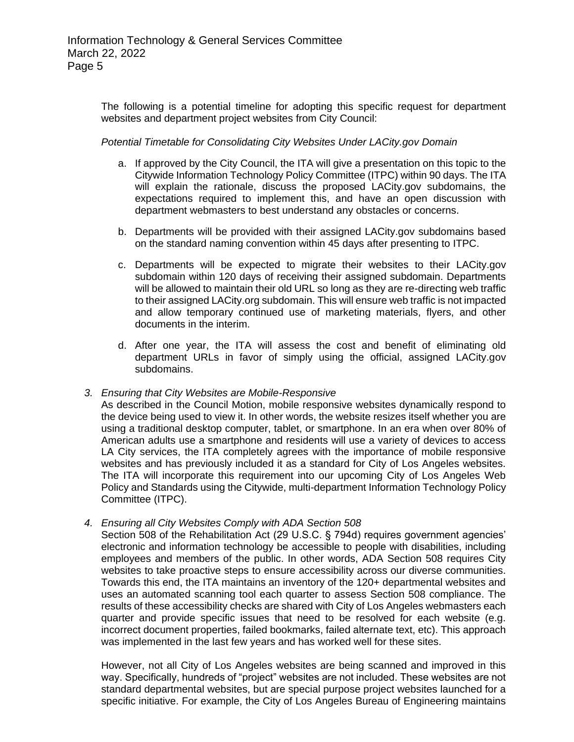The following is a potential timeline for adopting this specific request for department websites and department project websites from City Council:

*Potential Timetable for Consolidating City Websites Under LACity.gov Domain*

a. If approved by the City Council, the ITA will give a presentation on this topic to the Citywide Information Technology Policy Committee (ITPC) within 90 days. The ITA will explain the rationale, discuss the proposed LACity.gov subdomains, the expectations required to implement this, and have an open discussion with department webmasters to best understand any obstacles or concerns.

b. Departments will be provided with their assigned LACity.gov subdomains based on the standard naming convention within 45 days after presenting to ITPC.

c. Departments will be expected to migrate their websites to their LACity.gov subdomain within 120 days of receiving their assigned subdomain. Departments will be allowed to maintain their old URL so long as they are re-directing web traffic to their assigned LACity.org subdomain. This will ensure web traffic is not impacted and allow temporary continued use of marketing materials, flyers, and other documents in the interim.

d. After one year, the ITA will assess the cost and benefit of eliminating old department URLs in favor of simply using the official, assigned LACity.gov subdomains.

3. *Ensuring that City Websites are Mobile-Responsive*

As described in the Council Motion, mobile responsive websites dynamically respond to the device being used to view it. In other words, the website resizes itself whether you are using a traditional desktop computer, tablet, or smartphone. In an era when over 80% of American adults use a smartphone and residents will use a variety of devices to access LA City services, the ITA completely agrees with the importance of mobile responsive websites and has previously included it as a standard for City of Los Angeles websites. The ITA will incorporate this requirement into our upcoming City of Los Angeles Web Policy and Standards using the Citywide, multi-department Information Technology Policy Committee (ITPC).

4. *Ensuring all City Websites Comply with ADA Section 508*

Section 508 of the Rehabilitation Act (29 U.S.C. § 794d) requires government agencies' electronic and information technology be accessible to people with disabilities, including employees and members of the public. In other words, ADA Section 508 requires City websites to take proactive steps to ensure accessibility across our diverse communities. Towards this end, the ITA maintains an inventory of the 120+ departmental websites and uses an automated scanning tool each quarter to assess Section 508 compliance. The results of these accessibility checks are shared with City of Los Angeles webmasters each quarter and provide specific issues that need to be resolved for each website (e.g. incorrect document properties, failed bookmarks, failed alternate text, etc). This approach was implemented in the last few years and has worked well for these sites.

However, not all City of Los Angeles websites are being scanned and improved in this way. Specifically, hundreds of "project" websites are not included. These websites are not standard departmental websites, but are special purpose project websites launched for a specific initiative. For example, the City of Los Angeles Bureau of Engineering maintains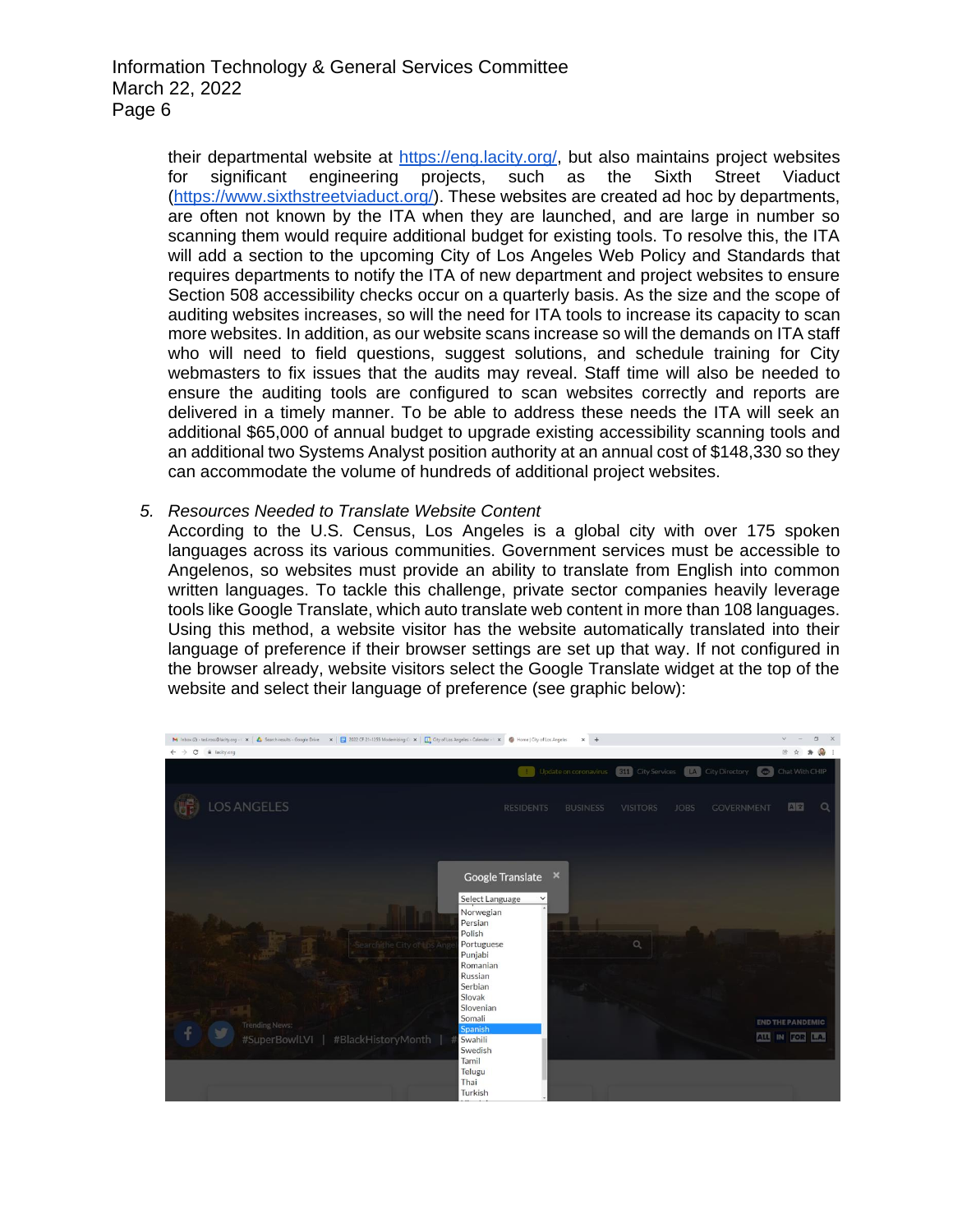their departmental website at https://eng.lacity.org/, but also maintains project websites for significant engineering projects, such as the Sixth Street Viaduct (https://www.sixthstreetviaduct.org/). These websites are created ad hoc by departments, are often not known by the ITA when they are launched, and are large in number so scanning them would require additional budget for existing tools. To resolve this, the ITA will add a section to the upcoming City of Los Angeles Web Policy and Standards that requires departments to notify the ITA of new department and project websites to ensure Section 508 accessibility checks occur on a quarterly basis. As the size and the scope of auditing websites increases, so will the need for ITA tools to increase its capacity to scan more websites. In addition, as our website scans increase so will the demands on ITA staff who will need to field questions, suggest solutions, and schedule training for City webmasters to fix issues that the audits may reveal. Staff time will also be needed to ensure the auditing tools are configured to scan websites correctly and reports are delivered in a timely manner. To be able to address these needs the ITA will seek an additional $65,000 of annual budget to upgrade existing accessibility scanning tools and an additional two Systems Analyst position authority at an annual cost of $148,330 so they can accommodate the volume of hundreds of additional project websites.

5. *Resources Needed to Translate Website Content*

   According to the U.S. Census, Los Angeles is a global city with over 175 spoken languages across its various communities. Government services must be accessible to Angelenos, so websites must provide an ability to translate from English into common written languages. To tackle this challenge, private sector companies heavily leverage tools like Google Translate, which auto translate web content in more than 108 languages. Using this method, a website visitor has the website automatically translated into their language of preference if their browser settings are set up that way. If not configured in the browser already, website visitors select the Google Translate widget at the top of the website and select their language of preference (see graphic below):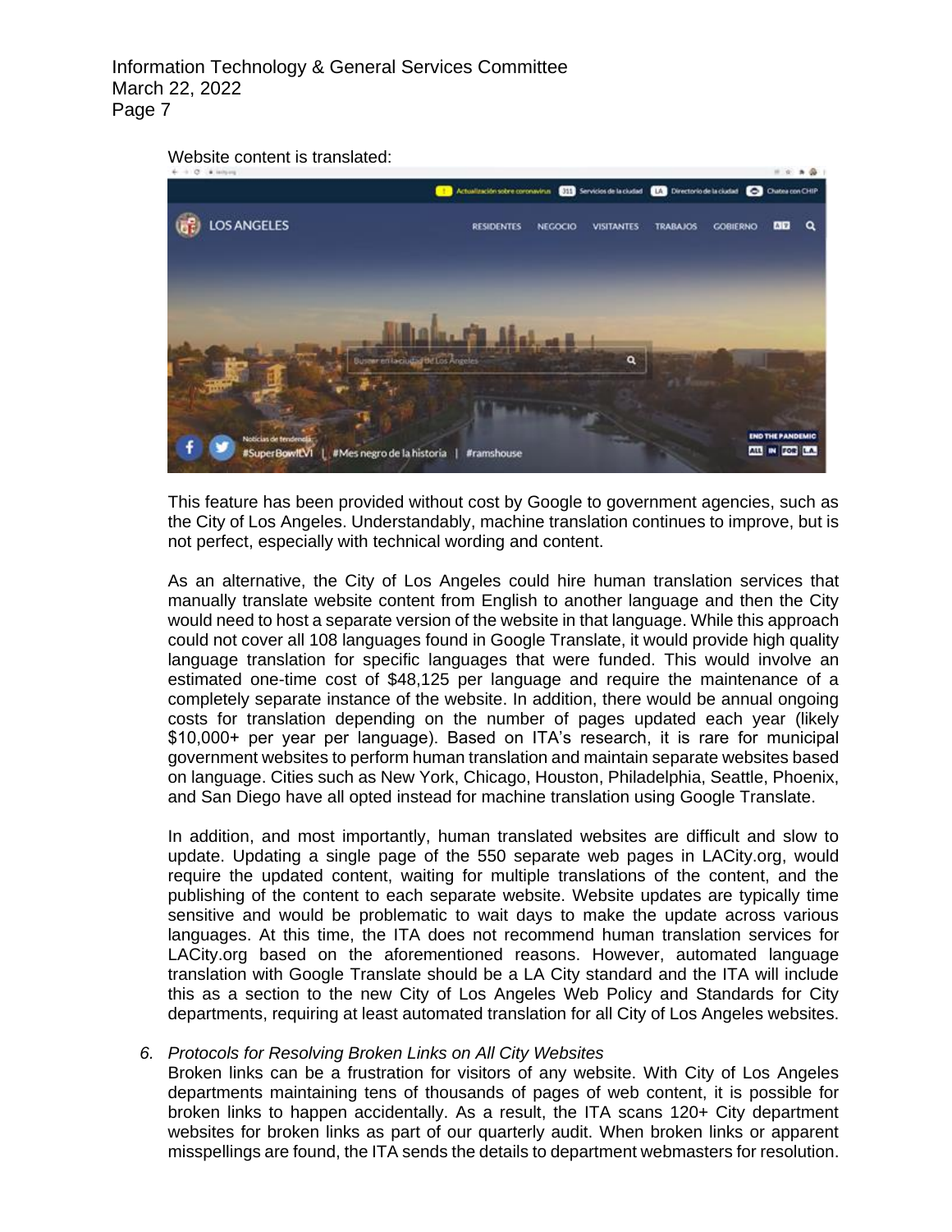Website content is translated:

This feature has been provided without cost by Google to government agencies, such as the City of Los Angeles. Understandably, machine translation continues to improve, but is not perfect, especially with technical wording and content.

As an alternative, the City of Los Angeles could hire human translation services that manually translate website content from English to another language and then the City would need to host a separate version of the website in that language. While this approach could not cover all 108 languages found in Google Translate, it would provide high quality language translation for specific languages that were funded. This would involve an estimated one-time cost of $48,125 per language and require the maintenance of a completely separate instance of the website. In addition, there would be annual ongoing costs for translation depending on the number of pages updated each year (likely $10,000+ per year per language). Based on ITA's research, it is rare for municipal government websites to perform human translation and maintain separate websites based on language. Cities such as New York, Chicago, Houston, Philadelphia, Seattle, Phoenix, and San Diego have all opted instead for machine translation using Google Translate.

In addition, and most importantly, human translated websites are difficult and slow to update. Updating a single page of the 550 separate web pages in LACity.org, would require the updated content, waiting for multiple translations of the content, and the publishing of the content to each separate website. Website updates are typically time sensitive and would be problematic to wait days to make the update across various languages. At this time, the ITA does not recommend human translation services for LACity.org based on the aforementioned reasons. However, automated language translation with Google Translate should be a LA City standard and the ITA will include this as a section to the new City of Los Angeles Web Policy and Standards for City departments, requiring at least automated translation for all City of Los Angeles websites.

6. *Protocols for Resolving Broken Links on All City Websites*

   Broken links can be a frustration for visitors of any website. With City of Los Angeles departments maintaining tens of thousands of pages of web content, it is possible for broken links to happen accidentally. As a result, the ITA scans 120+ City department websites for broken links as part of our quarterly audit. When broken links or apparent misspellings are found, the ITA sends the details to department webmasters for resolution.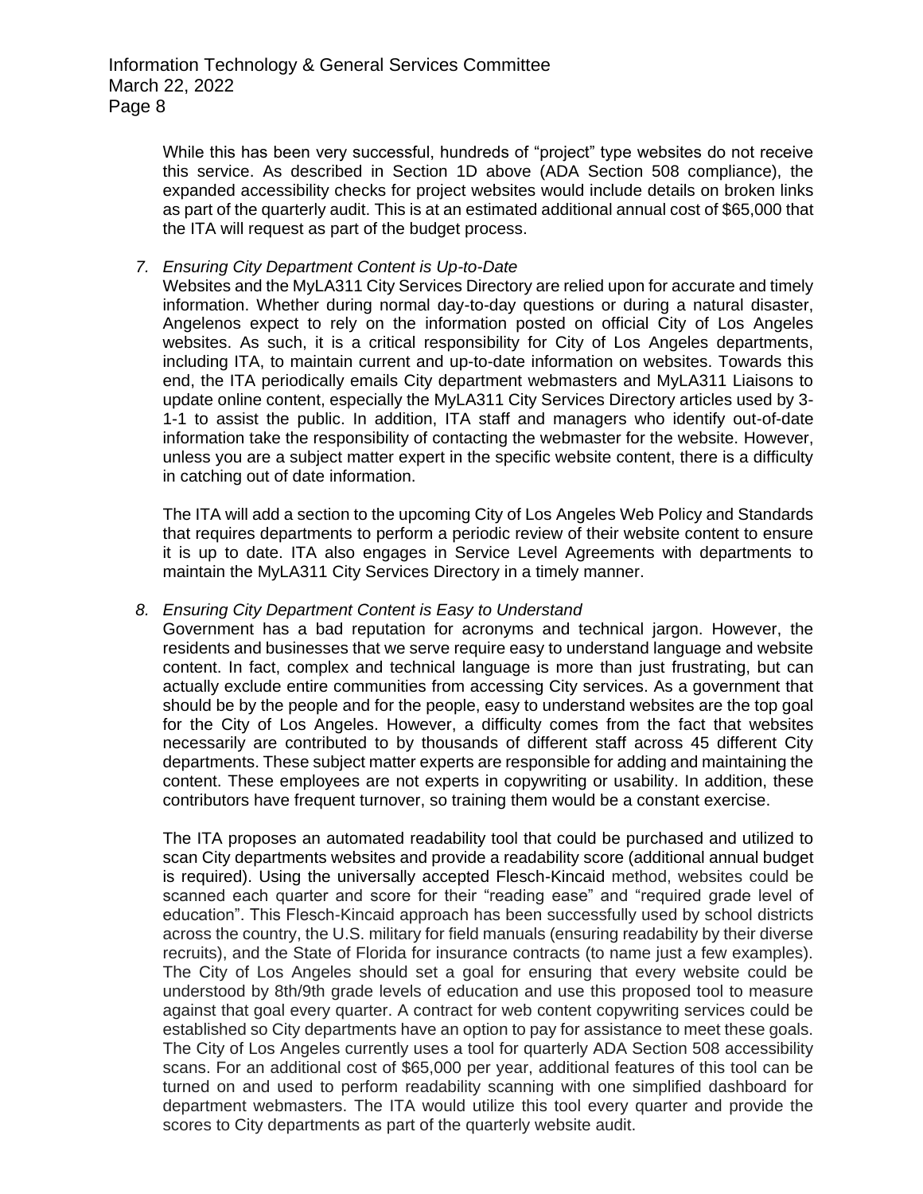While this has been very successful, hundreds of "project" type websites do not receive this service. As described in Section 1D above (ADA Section 508 compliance), the expanded accessibility checks for project websites would include details on broken links as part of the quarterly audit. This is at an estimated additional annual cost of $65,000 that the ITA will request as part of the budget process.

7. *Ensuring City Department Content is Up-to-Date*

   Websites and the MyLA311 City Services Directory are relied upon for accurate and timely information. Whether during normal day-to-day questions or during a natural disaster, Angelenos expect to rely on the information posted on official City of Los Angeles websites. As such, it is a critical responsibility for City of Los Angeles departments, including ITA, to maintain current and up-to-date information on websites. Towards this end, the ITA periodically emails City department webmasters and MyLA311 Liaisons to update online content, especially the MyLA311 City Services Directory articles used by 3-1-1 to assist the public. In addition, ITA staff and managers who identify out-of-date information take the responsibility of contacting the webmaster for the website. However, unless you are a subject matter expert in the specific website content, there is a difficulty in catching out of date information.

   The ITA will add a section to the upcoming City of Los Angeles Web Policy and Standards that requires departments to perform a periodic review of their website content to ensure it is up to date. ITA also engages in Service Level Agreements with departments to maintain the MyLA311 City Services Directory in a timely manner.

8. *Ensuring City Department Content is Easy to Understand*

   Government has a bad reputation for acronyms and technical jargon. However, the residents and businesses that we serve require easy to understand language and website content. In fact, complex and technical language is more than just frustrating, but can actually exclude entire communities from accessing City services. As a government that should be by the people and for the people, easy to understand websites are the top goal for the City of Los Angeles. However, a difficulty comes from the fact that websites necessarily are contributed to by thousands of different staff across 45 different City departments. These subject matter experts are responsible for adding and maintaining the content. These employees are not experts in copywriting or usability. In addition, these contributors have frequent turnover, so training them would be a constant exercise.

   The ITA proposes an automated readability tool that could be purchased and utilized to scan City departments websites and provide a readability score (additional annual budget is required). Using the universally accepted Flesch-Kincaid method, websites could be scanned each quarter and score for their "reading ease" and "required grade level of education". This Flesch-Kincaid approach has been successfully used by school districts across the country, the U.S. military for field manuals (ensuring readability by their diverse recruits), and the State of Florida for insurance contracts (to name just a few examples). The City of Los Angeles should set a goal for ensuring that every website could be understood by 8th/9th grade levels of education and use this proposed tool to measure against that goal every quarter. A contract for web content copywriting services could be established so City departments have an option to pay for assistance to meet these goals. The City of Los Angeles currently uses a tool for quarterly ADA Section 508 accessibility scans. For an additional cost of $65,000 per year, additional features of this tool can be turned on and used to perform readability scanning with one simplified dashboard for department webmasters. The ITA would utilize this tool every quarter and provide the scores to City departments as part of the quarterly website audit.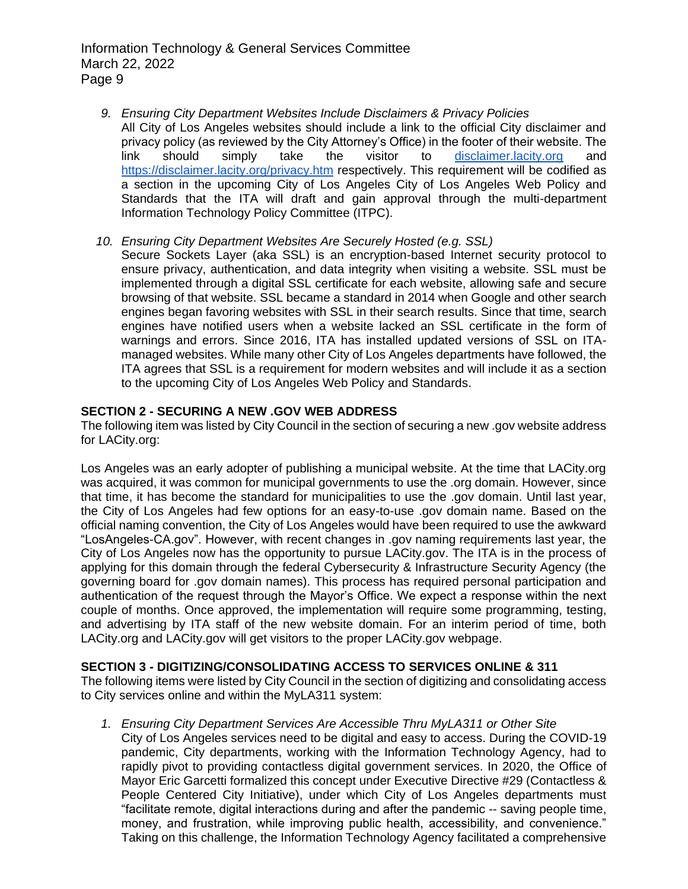9. *Ensuring City Department Websites Include Disclaimers & Privacy Policies*
   All City of Los Angeles websites should include a link to the official City disclaimer and privacy policy (as reviewed by the City Attorney's Office) in the footer of their website. The link should simply take the visitor to [disclaimer.lacity.org](disclaimer.lacity.org) and [https://disclaimer.lacity.org/privacy.htm](https://disclaimer.lacity.org/privacy.htm) respectively. This requirement will be codified as a section in the upcoming City of Los Angeles City of Los Angeles Web Policy and Standards that the ITA will draft and gain approval through the multi-department Information Technology Policy Committee (ITPC).

10. *Ensuring City Department Websites Are Securely Hosted (e.g. SSL)*
    Secure Sockets Layer (aka SSL) is an encryption-based Internet security protocol to ensure privacy, authentication, and data integrity when visiting a website. SSL must be implemented through a digital SSL certificate for each website, allowing safe and secure browsing of that website. SSL became a standard in 2014 when Google and other search engines began favoring websites with SSL in their search results. Since that time, search engines have notified users when a website lacked an SSL certificate in the form of warnings and errors. Since 2016, ITA has installed updated versions of SSL on ITA-managed websites. While many other City of Los Angeles departments have followed, the ITA agrees that SSL is a requirement for modern websites and will include it as a section to the upcoming City of Los Angeles Web Policy and Standards.

**SECTION 2 - SECURING A NEW .GOV WEB ADDRESS**

The following item was listed by City Council in the section of securing a new .gov website address for LACity.org:

Los Angeles was an early adopter of publishing a municipal website. At the time that LACity.org was acquired, it was common for municipal governments to use the .org domain. However, since that time, it has become the standard for municipalities to use the .gov domain. Until last year, the City of Los Angeles had few options for an easy-to-use .gov domain name. Based on the official naming convention, the City of Los Angeles would have been required to use the awkward "LosAngeles-CA.gov". However, with recent changes in .gov naming requirements last year, the City of Los Angeles now has the opportunity to pursue LACity.gov. The ITA is in the process of applying for this domain through the federal Cybersecurity & Infrastructure Security Agency (the governing board for .gov domain names). This process has required personal participation and authentication of the request through the Mayor's Office. We expect a response within the next couple of months. Once approved, the implementation will require some programming, testing, and advertising by ITA staff of the new website domain. For an interim period of time, both LACity.org and LACity.gov will get visitors to the proper LACity.gov webpage.

**SECTION 3 - DIGITIZING/CONSOLIDATING ACCESS TO SERVICES ONLINE & 311**

The following items were listed by City Council in the section of digitizing and consolidating access to City services online and within the MyLA311 system:

1. *Ensuring City Department Services Are Accessible Thru MyLA311 or Other Site*
   City of Los Angeles services need to be digital and easy to access. During the COVID-19 pandemic, City departments, working with the Information Technology Agency, had to rapidly pivot to providing contactless digital government services. In 2020, the Office of Mayor Eric Garcetti formalized this concept under Executive Directive #29 (Contactless & People Centered City Initiative), under which City of Los Angeles departments must "facilitate remote, digital interactions during and after the pandemic -- saving people time, money, and frustration, while improving public health, accessibility, and convenience." Taking on this challenge, the Information Technology Agency facilitated a comprehensive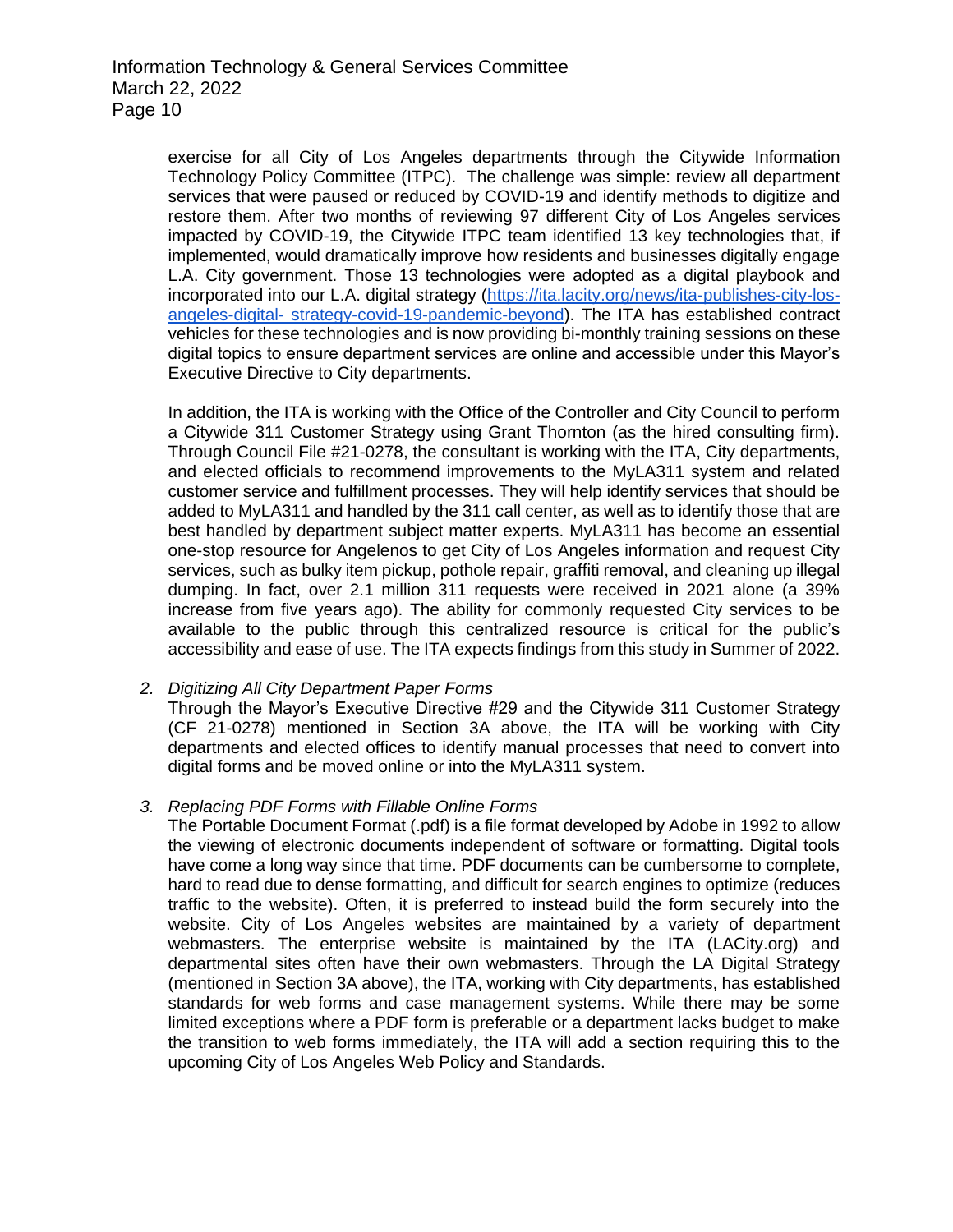exercise for all City of Los Angeles departments through the Citywide Information Technology Policy Committee (ITPC). The challenge was simple: review all department services that were paused or reduced by COVID-19 and identify methods to digitize and restore them. After two months of reviewing 97 different City of Los Angeles services impacted by COVID-19, the Citywide ITPC team identified 13 key technologies that, if implemented, would dramatically improve how residents and businesses digitally engage L.A. City government. Those 13 technologies were adopted as a digital playbook and incorporated into our L.A. digital strategy ([https://ita.lacity.org/news/ita-publishes-city-los-angeles-digital- strategy-covid-19-pandemic-beyond](https://ita.lacity.org/news/ita-publishes-city-los-angeles-digital-strategy-covid-19-pandemic-beyond)). The ITA has established contract vehicles for these technologies and is now providing bi-monthly training sessions on these digital topics to ensure department services are online and accessible under this Mayor's Executive Directive to City departments.

In addition, the ITA is working with the Office of the Controller and City Council to perform a Citywide 311 Customer Strategy using Grant Thornton (as the hired consulting firm). Through Council File #21-0278, the consultant is working with the ITA, City departments, and elected officials to recommend improvements to the MyLA311 system and related customer service and fulfillment processes. They will help identify services that should be added to MyLA311 and handled by the 311 call center, as well as to identify those that are best handled by department subject matter experts. MyLA311 has become an essential one-stop resource for Angelenos to get City of Los Angeles information and request City services, such as bulky item pickup, pothole repair, graffiti removal, and cleaning up illegal dumping. In fact, over 2.1 million 311 requests were received in 2021 alone (a 39% increase from five years ago). The ability for commonly requested City services to be available to the public through this centralized resource is critical for the public's accessibility and ease of use. The ITA expects findings from this study in Summer of 2022.

2. *Digitizing All City Department Paper Forms*
   Through the Mayor's Executive Directive #29 and the Citywide 311 Customer Strategy (CF 21-0278) mentioned in Section 3A above, the ITA will be working with City departments and elected offices to identify manual processes that need to convert into digital forms and be moved online or into the MyLA311 system.

3. *Replacing PDF Forms with Fillable Online Forms*
   The Portable Document Format (.pdf) is a file format developed by Adobe in 1992 to allow the viewing of electronic documents independent of software or formatting. Digital tools have come a long way since that time. PDF documents can be cumbersome to complete, hard to read due to dense formatting, and difficult for search engines to optimize (reduces traffic to the website). Often, it is preferred to instead build the form securely into the website. City of Los Angeles websites are maintained by a variety of department webmasters. The enterprise website is maintained by the ITA (LACity.org) and departmental sites often have their own webmasters. Through the LA Digital Strategy (mentioned in Section 3A above), the ITA, working with City departments, has established standards for web forms and case management systems. While there may be some limited exceptions where a PDF form is preferable or a department lacks budget to make the transition to web forms immediately, the ITA will add a section requiring this to the upcoming City of Los Angeles Web Policy and Standards.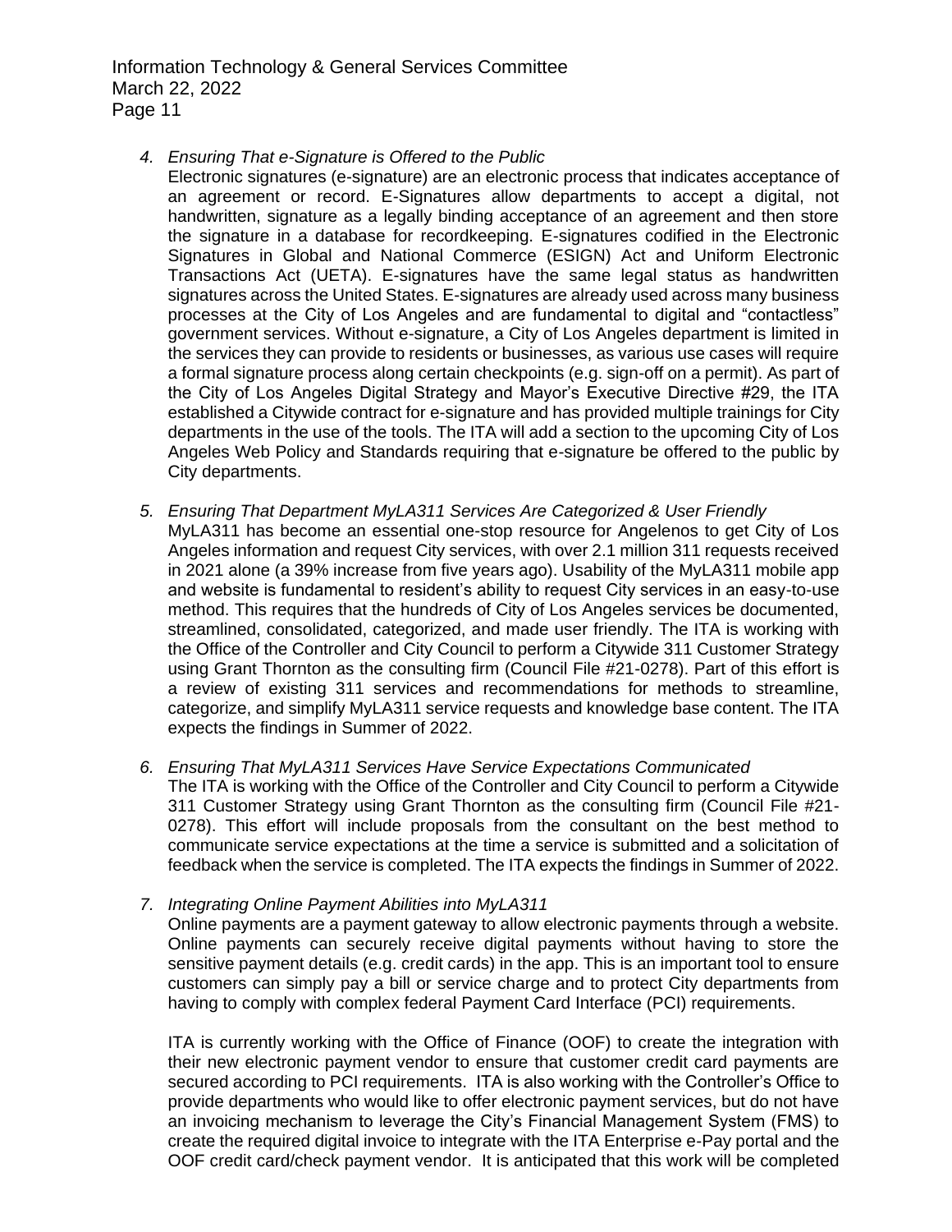4. *Ensuring That e-Signature is Offered to the Public*
   Electronic signatures (e-signature) are an electronic process that indicates acceptance of an agreement or record. E-Signatures allow departments to accept a digital, not handwritten, signature as a legally binding acceptance of an agreement and then store the signature in a database for recordkeeping. E-signatures codified in the Electronic Signatures in Global and National Commerce (ESIGN) Act and Uniform Electronic Transactions Act (UETA). E-signatures have the same legal status as handwritten signatures across the United States. E-signatures are already used across many business processes at the City of Los Angeles and are fundamental to digital and "contactless" government services. Without e-signature, a City of Los Angeles department is limited in the services they can provide to residents or businesses, as various use cases will require a formal signature process along certain checkpoints (e.g. sign-off on a permit). As part of the City of Los Angeles Digital Strategy and Mayor's Executive Directive #29, the ITA established a Citywide contract for e-signature and has provided multiple trainings for City departments in the use of the tools. The ITA will add a section to the upcoming City of Los Angeles Web Policy and Standards requiring that e-signature be offered to the public by City departments.

5. *Ensuring That Department MyLA311 Services Are Categorized & User Friendly*
   MyLA311 has become an essential one-stop resource for Angelenos to get City of Los Angeles information and request City services, with over 2.1 million 311 requests received in 2021 alone (a 39% increase from five years ago). Usability of the MyLA311 mobile app and website is fundamental to resident's ability to request City services in an easy-to-use method. This requires that the hundreds of City of Los Angeles services be documented, streamlined, consolidated, categorized, and made user friendly. The ITA is working with the Office of the Controller and City Council to perform a Citywide 311 Customer Strategy using Grant Thornton as the consulting firm (Council File #21-0278). Part of this effort is a review of existing 311 services and recommendations for methods to streamline, categorize, and simplify MyLA311 service requests and knowledge base content. The ITA expects the findings in Summer of 2022.

6. *Ensuring That MyLA311 Services Have Service Expectations Communicated*
   The ITA is working with the Office of the Controller and City Council to perform a Citywide 311 Customer Strategy using Grant Thornton as the consulting firm (Council File #21-0278). This effort will include proposals from the consultant on the best method to communicate service expectations at the time a service is submitted and a solicitation of feedback when the service is completed. The ITA expects the findings in Summer of 2022.

7. *Integrating Online Payment Abilities into MyLA311*
   Online payments are a payment gateway to allow electronic payments through a website. Online payments can securely receive digital payments without having to store the sensitive payment details (e.g. credit cards) in the app. This is an important tool to ensure customers can simply pay a bill or service charge and to protect City departments from having to comply with complex federal Payment Card Interface (PCI) requirements.

   ITA is currently working with the Office of Finance (OOF) to create the integration with their new electronic payment vendor to ensure that customer credit card payments are secured according to PCI requirements. ITA is also working with the Controller's Office to provide departments who would like to offer electronic payment services, but do not have an invoicing mechanism to leverage the City's Financial Management System (FMS) to create the required digital invoice to integrate with the ITA Enterprise e-Pay portal and the OOF credit card/check payment vendor. It is anticipated that this work will be completed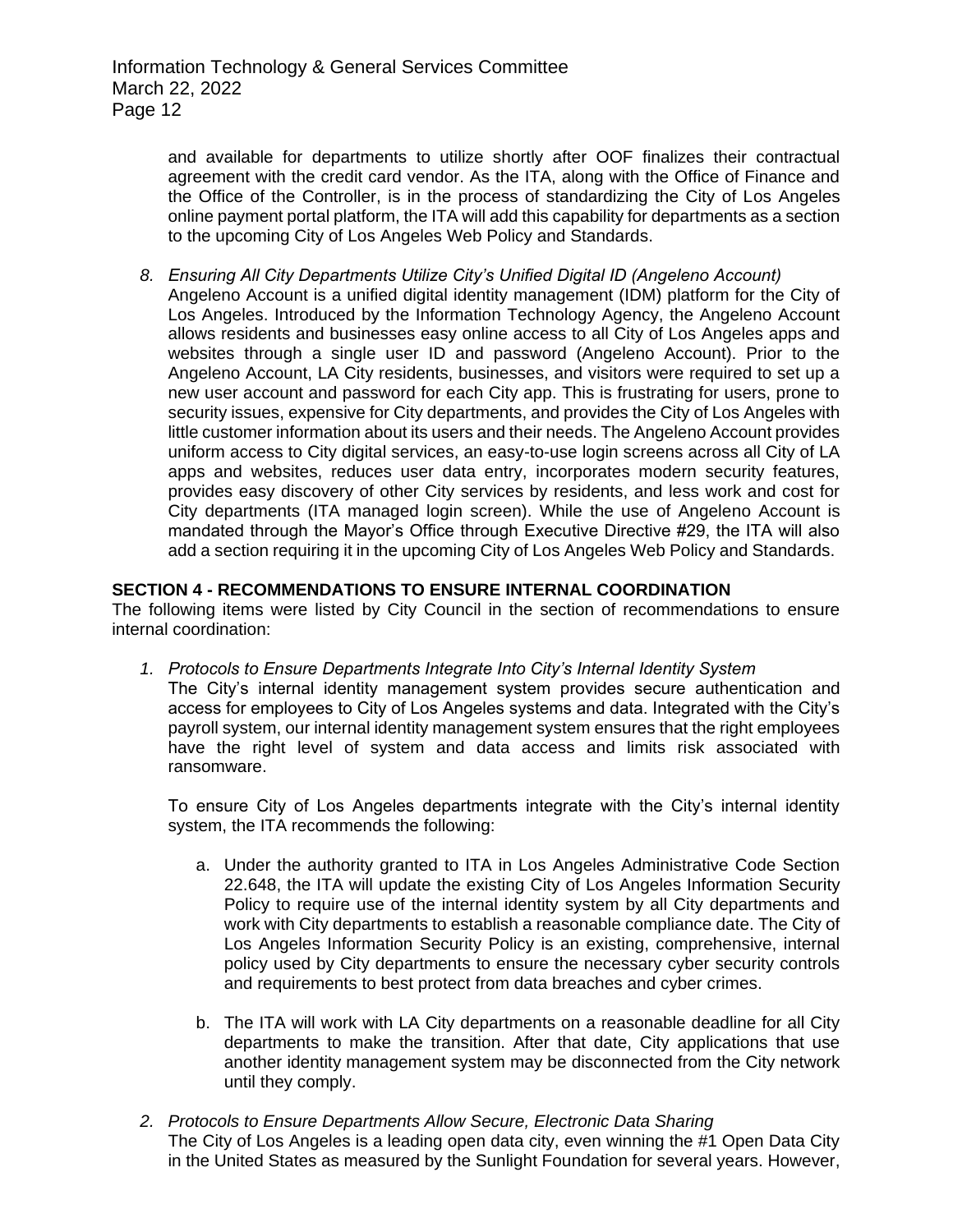and available for departments to utilize shortly after OOF finalizes their contractual agreement with the credit card vendor. As the ITA, along with the Office of Finance and the Office of the Controller, is in the process of standardizing the City of Los Angeles online payment portal platform, the ITA will add this capability for departments as a section to the upcoming City of Los Angeles Web Policy and Standards.

8. *Ensuring All City Departments Utilize City's Unified Digital ID (Angeleno Account)*
   Angeleno Account is a unified digital identity management (IDM) platform for the City of Los Angeles. Introduced by the Information Technology Agency, the Angeleno Account allows residents and businesses easy online access to all City of Los Angeles apps and websites through a single user ID and password (Angeleno Account). Prior to the Angeleno Account, LA City residents, businesses, and visitors were required to set up a new user account and password for each City app. This is frustrating for users, prone to security issues, expensive for City departments, and provides the City of Los Angeles with little customer information about its users and their needs. The Angeleno Account provides uniform access to City digital services, an easy-to-use login screens across all City of LA apps and websites, reduces user data entry, incorporates modern security features, provides easy discovery of other City services by residents, and less work and cost for City departments (ITA managed login screen). While the use of Angeleno Account is mandated through the Mayor's Office through Executive Directive #29, the ITA will also add a section requiring it in the upcoming City of Los Angeles Web Policy and Standards.

**SECTION 4 - RECOMMENDATIONS TO ENSURE INTERNAL COORDINATION**

The following items were listed by City Council in the section of recommendations to ensure internal coordination:

1. *Protocols to Ensure Departments Integrate Into City's Internal Identity System*
   The City's internal identity management system provides secure authentication and access for employees to City of Los Angeles systems and data. Integrated with the City's payroll system, our internal identity management system ensures that the right employees have the right level of system and data access and limits risk associated with ransomware.

   To ensure City of Los Angeles departments integrate with the City's internal identity system, the ITA recommends the following:

   a. Under the authority granted to ITA in Los Angeles Administrative Code Section 22.648, the ITA will update the existing City of Los Angeles Information Security Policy to require use of the internal identity system by all City departments and work with City departments to establish a reasonable compliance date. The City of Los Angeles Information Security Policy is an existing, comprehensive, internal policy used by City departments to ensure the necessary cyber security controls and requirements to best protect from data breaches and cyber crimes.

   b. The ITA will work with LA City departments on a reasonable deadline for all City departments to make the transition. After that date, City applications that use another identity management system may be disconnected from the City network until they comply.

2. *Protocols to Ensure Departments Allow Secure, Electronic Data Sharing*
   The City of Los Angeles is a leading open data city, even winning the #1 Open Data City in the United States as measured by the Sunlight Foundation for several years. However,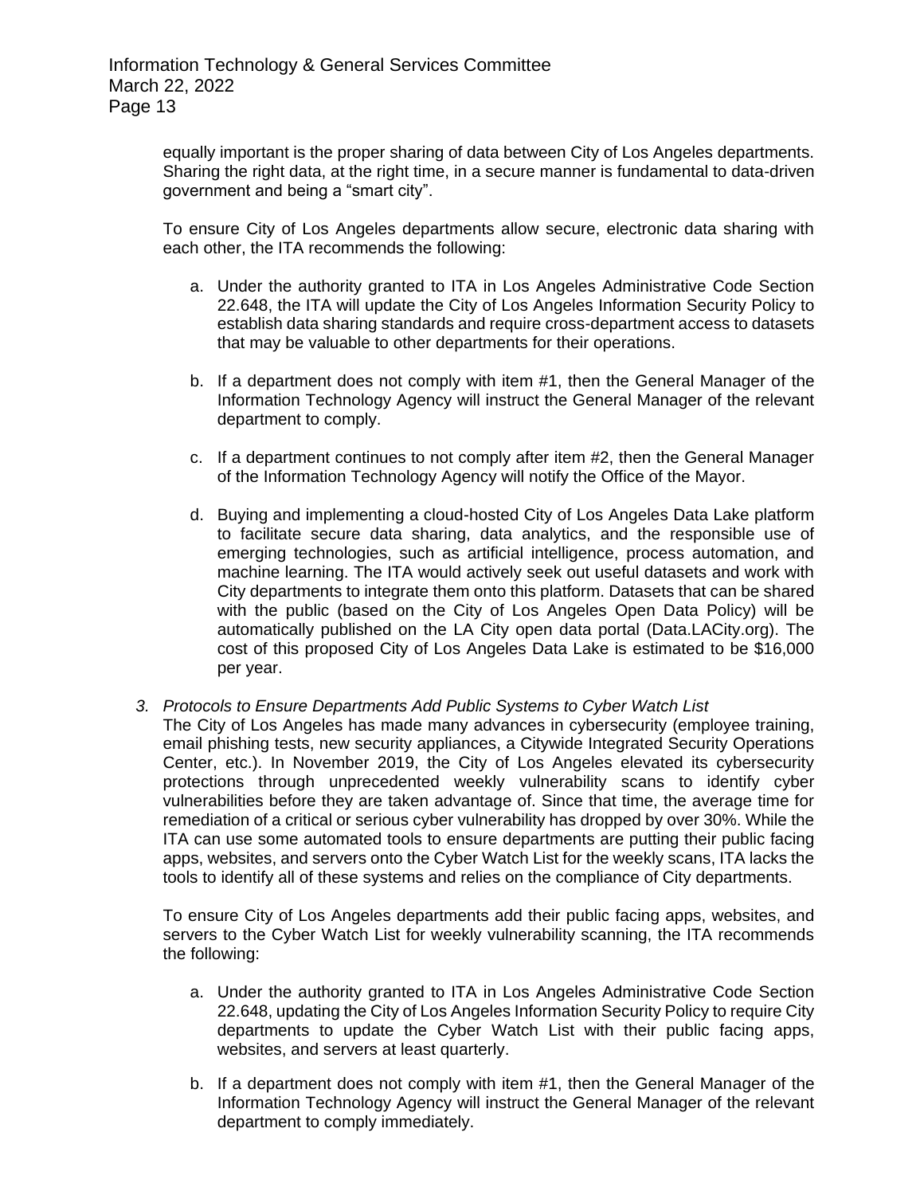equally important is the proper sharing of data between City of Los Angeles departments. Sharing the right data, at the right time, in a secure manner is fundamental to data-driven government and being a "smart city".

To ensure City of Los Angeles departments allow secure, electronic data sharing with each other, the ITA recommends the following:

a. Under the authority granted to ITA in Los Angeles Administrative Code Section 22.648, the ITA will update the City of Los Angeles Information Security Policy to establish data sharing standards and require cross-department access to datasets that may be valuable to other departments for their operations.

b. If a department does not comply with item #1, then the General Manager of the Information Technology Agency will instruct the General Manager of the relevant department to comply.

c. If a department continues to not comply after item #2, then the General Manager of the Information Technology Agency will notify the Office of the Mayor.

d. Buying and implementing a cloud-hosted City of Los Angeles Data Lake platform to facilitate secure data sharing, data analytics, and the responsible use of emerging technologies, such as artificial intelligence, process automation, and machine learning. The ITA would actively seek out useful datasets and work with City departments to integrate them onto this platform. Datasets that can be shared with the public (based on the City of Los Angeles Open Data Policy) will be automatically published on the LA City open data portal (Data.LACity.org). The cost of this proposed City of Los Angeles Data Lake is estimated to be $16,000 per year.

3. *Protocols to Ensure Departments Add Public Systems to Cyber Watch List*

The City of Los Angeles has made many advances in cybersecurity (employee training, email phishing tests, new security appliances, a Citywide Integrated Security Operations Center, etc.). In November 2019, the City of Los Angeles elevated its cybersecurity protections through unprecedented weekly vulnerability scans to identify cyber vulnerabilities before they are taken advantage of. Since that time, the average time for remediation of a critical or serious cyber vulnerability has dropped by over 30%. While the ITA can use some automated tools to ensure departments are putting their public facing apps, websites, and servers onto the Cyber Watch List for the weekly scans, ITA lacks the tools to identify all of these systems and relies on the compliance of City departments.

To ensure City of Los Angeles departments add their public facing apps, websites, and servers to the Cyber Watch List for weekly vulnerability scanning, the ITA recommends the following:

a. Under the authority granted to ITA in Los Angeles Administrative Code Section 22.648, updating the City of Los Angeles Information Security Policy to require City departments to update the Cyber Watch List with their public facing apps, websites, and servers at least quarterly.

b. If a department does not comply with item #1, then the General Manager of the Information Technology Agency will instruct the General Manager of the relevant department to comply immediately.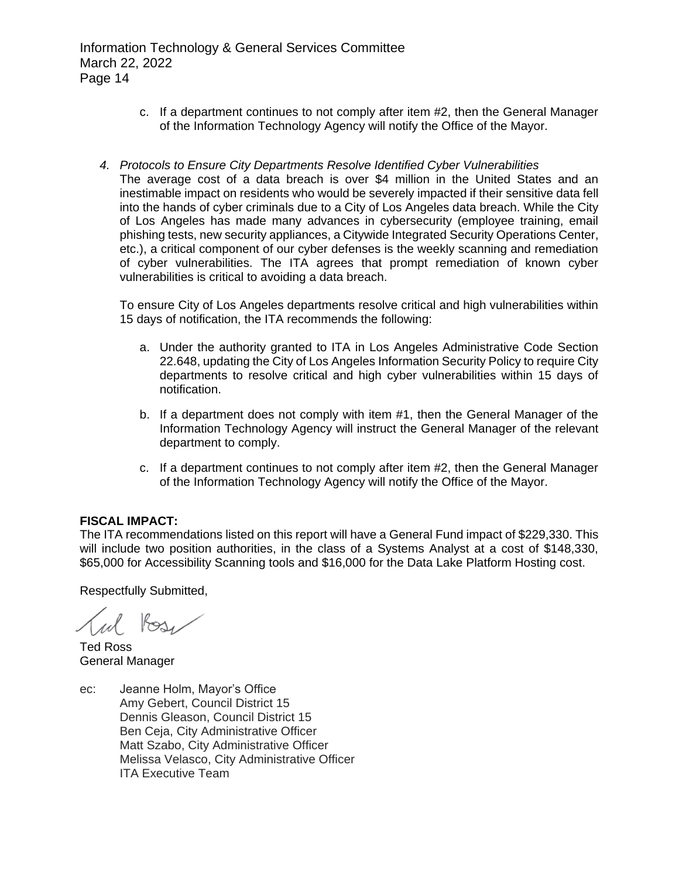c. If a department continues to not comply after item #2, then the General Manager of the Information Technology Agency will notify the Office of the Mayor.

4. *Protocols to Ensure City Departments Resolve Identified Cyber Vulnerabilities*

   The average cost of a data breach is over $4 million in the United States and an inestimable impact on residents who would be severely impacted if their sensitive data fell into the hands of cyber criminals due to a City of Los Angeles data breach. While the City of Los Angeles has made many advances in cybersecurity (employee training, email phishing tests, new security appliances, a Citywide Integrated Security Operations Center, etc.), a critical component of our cyber defenses is the weekly scanning and remediation of cyber vulnerabilities. The ITA agrees that prompt remediation of known cyber vulnerabilities is critical to avoiding a data breach.

   To ensure City of Los Angeles departments resolve critical and high vulnerabilities within 15 days of notification, the ITA recommends the following:

   a. Under the authority granted to ITA in Los Angeles Administrative Code Section 22.648, updating the City of Los Angeles Information Security Policy to require City departments to resolve critical and high cyber vulnerabilities within 15 days of notification.

   b. If a department does not comply with item #1, then the General Manager of the Information Technology Agency will instruct the General Manager of the relevant department to comply.

   c. If a department continues to not comply after item #2, then the General Manager of the Information Technology Agency will notify the Office of the Mayor.

**FISCAL IMPACT:**

The ITA recommendations listed on this report will have a General Fund impact of $229,330. This will include two position authorities, in the class of a Systems Analyst at a cost of $148,330, $65,000 for Accessibility Scanning tools and $16,000 for the Data Lake Platform Hosting cost.

Respectfully Submitted,

Ted Ross
General Manager

ec: Jeanne Holm, Mayor's Office
Amy Gebert, Council District 15
Dennis Gleason, Council District 15
Ben Ceja, City Administrative Officer
Matt Szabo, City Administrative Officer
Melissa Velasco, City Administrative Officer
ITA Executive Team